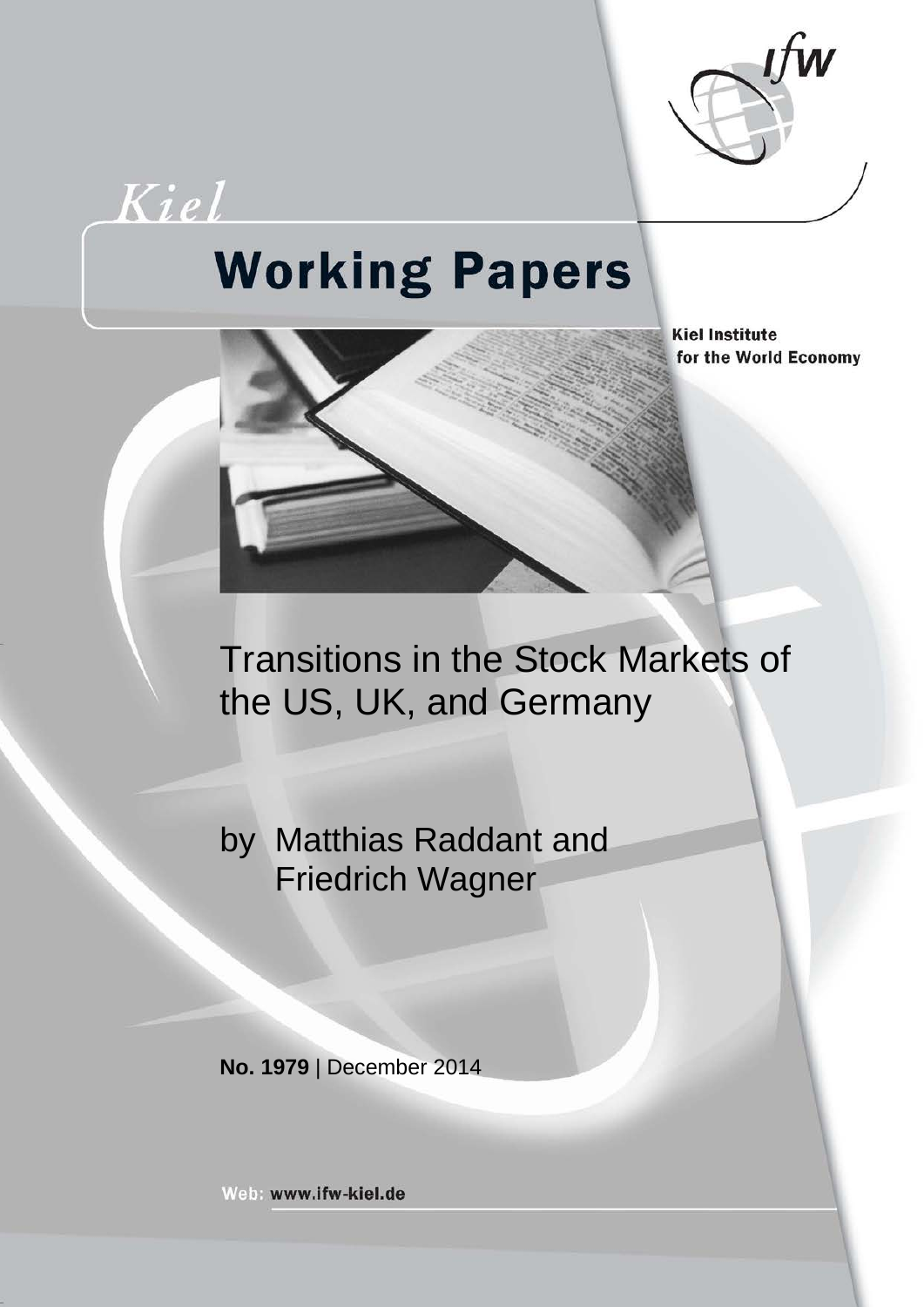Kiel

# Working Papers

Kiel Institute for the World Economy

# Transitions in the Stock Markets of the US, UK, and Germany

by Matthias Raddant and Friedrich Wagner

**No. 1979** | December 2014

Web: www.ifw-kiel.de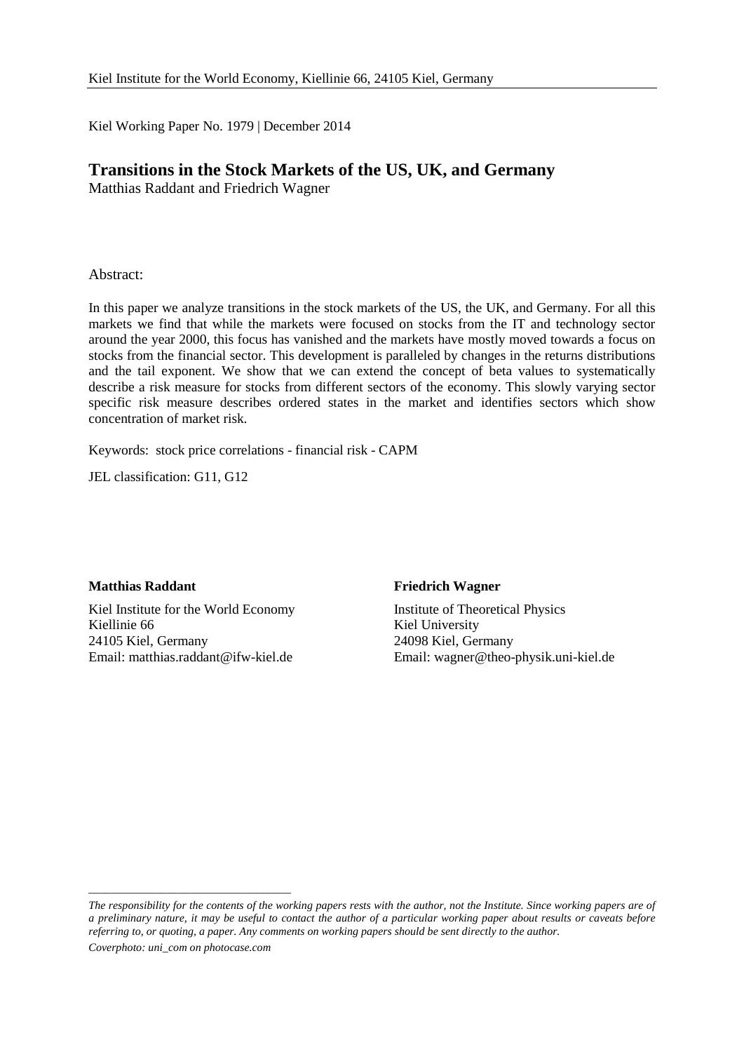Kiel Institute for the World Economy, Kiellinie 66, 24105 Kiel, Germany

Kiel Working Paper No. 1979 | December 2014

# Transitions in the Stock Markets of the US, UK, and Germany

Matthias Raddant and Friedrich Wagner

Abstract:

In this paper we analyze transitions in the stock markets of the US, the UK, and Germany. For all this markets we find that while the markets were focused on stocks from the IT and technology sector around the year 2000, this focus has vanished and the markets have mostly moved towards a focus on stocks from the financial sector. This development is paralleled by changes in the returns distributions and the tail exponent. We show that we can extend the concept of beta values to systematically describe a risk measure for stocks from different sectors of the economy. This slowly varying sector specific risk measure describes ordered states in the market and identifies sectors which show concentration of market risk.

Keywords: stock price correlations - financial risk - CAPM

JEL classification: G11, G12

**Matthias Raddant**

Kiel Institute for the World Economy
Kiellinie 66
24105 Kiel, Germany
Email: matthias.raddant@ifw-kiel.de

**Friedrich Wagner**

Institute of Theoretical Physics
Kiel University
24098 Kiel, Germany
Email: wagner@theo-physik.uni-kiel.de

---

*The responsibility for the contents of the working papers rests with the author, not the Institute. Since working papers are of a preliminary nature, it may be useful to contact the author of a particular working paper about results or caveats before referring to, or quoting, a paper. Any comments on working papers should be sent directly to the author.*

*Coverphoto: uni_com on photocase.com*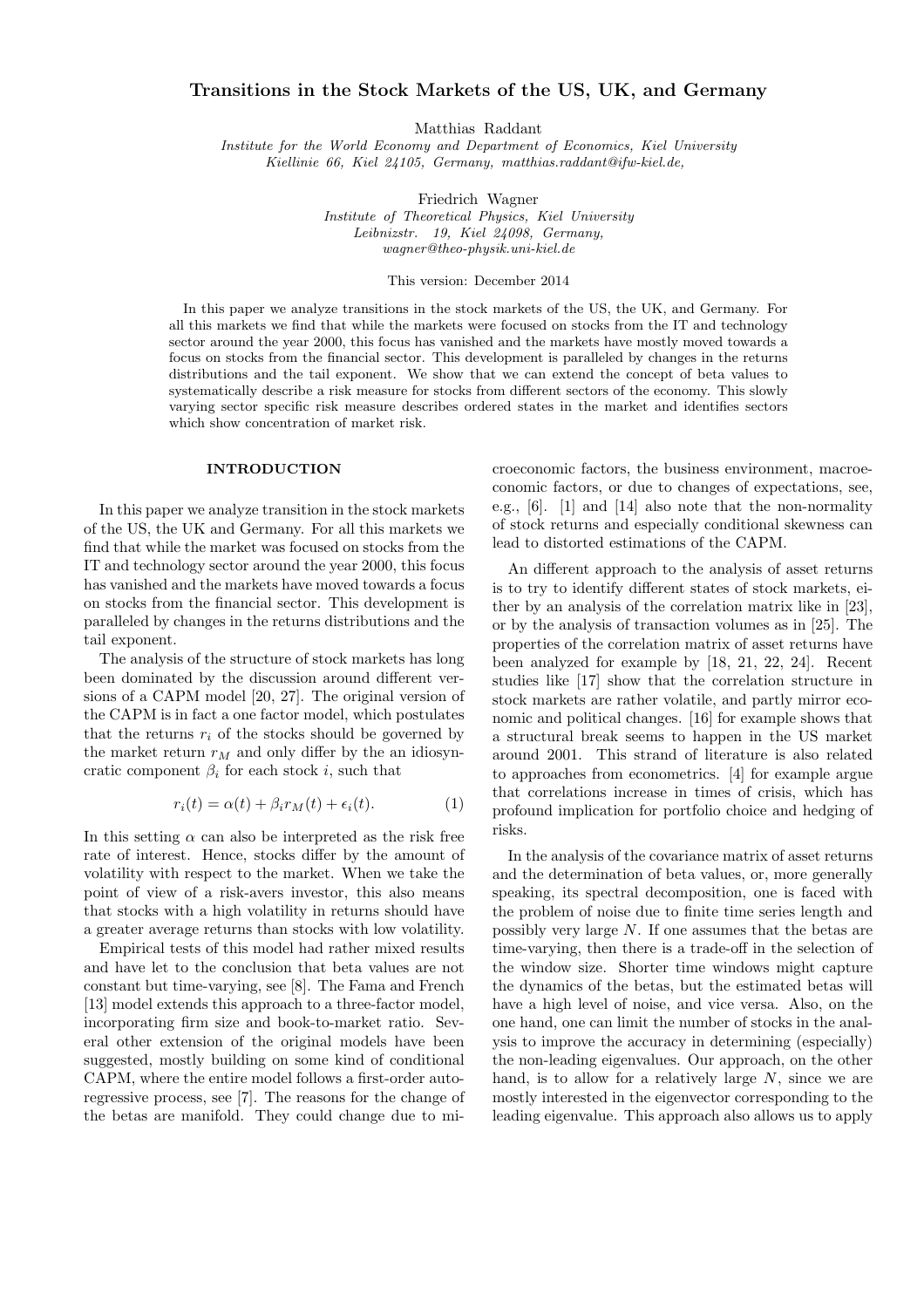# Transitions in the Stock Markets of the US, UK, and Germany

Matthias Raddant

*Institute for the World Economy and Department of Economics, Kiel University*
*Kiellinie 66, Kiel 24105, Germany, matthias.raddant@ifw-kiel.de,*

Friedrich Wagner

*Institute of Theoretical Physics, Kiel University*
*Leibnizstr. 19, Kiel 24098, Germany,*
*wagner@theo-physik.uni-kiel.de*

This version: December 2014

In this paper we analyze transitions in the stock markets of the US, the UK, and Germany. For all this markets we find that while the markets were focused on stocks from the IT and technology sector around the year 2000, this focus has vanished and the markets have mostly moved towards a focus on stocks from the financial sector. This development is paralleled by changes in the returns distributions and the tail exponent. We show that we can extend the concept of beta values to systematically describe a risk measure for stocks from different sectors of the economy. This slowly varying sector specific risk measure describes ordered states in the market and identifies sectors which show concentration of market risk.

## INTRODUCTION

In this paper we analyze transition in the stock markets of the US, the UK and Germany. For all this markets we find that while the market was focused on stocks from the IT and technology sector around the year 2000, this focus has vanished and the markets have moved towards a focus on stocks from the financial sector. This development is paralleled by changes in the returns distributions and the tail exponent.

The analysis of the structure of stock markets has long been dominated by the discussion around different versions of a CAPM model [20, 27]. The original version of the CAPM is in fact a one factor model, which postulates that the returns $r_i$ of the stocks should be governed by the market return $r_M$ and only differ by the an idiosyncratic component $\beta_i$ for each stock $i$, such that

$$r_i(t) = \alpha(t) + \beta_i r_M(t) + \epsilon_i(t). \tag{1}$$

In this setting $\alpha$ can also be interpreted as the risk free rate of interest. Hence, stocks differ by the amount of volatility with respect to the market. When we take the point of view of a risk-avers investor, this also means that stocks with a high volatility in returns should have a greater average returns than stocks with low volatility.

Empirical tests of this model had rather mixed results and have let to the conclusion that beta values are not constant but time-varying, see [8]. The Fama and French [13] model extends this approach to a three-factor model, incorporating firm size and book-to-market ratio. Several other extension of the original models have been suggested, mostly building on some kind of conditional CAPM, where the entire model follows a first-order autoregressive process, see [7]. The reasons for the change of the betas are manifold. They could change due to microeconomic factors, the business environment, macroeconomic factors, or due to changes of expectations, see, e.g., [6]. [1] and [14] also note that the non-normality of stock returns and especially conditional skewness can lead to distorted estimations of the CAPM.

An different approach to the analysis of asset returns is to try to identify different states of stock markets, either by an analysis of the correlation matrix like in [23], or by the analysis of transaction volumes as in [25]. The properties of the correlation matrix of asset returns have been analyzed for example by [18, 21, 22, 24]. Recent studies like [17] show that the correlation structure in stock markets are rather volatile, and partly mirror economic and political changes. [16] for example shows that a structural break seems to happen in the US market around 2001. This strand of literature is also related to approaches from econometrics. [4] for example argue that correlations increase in times of crisis, which has profound implication for portfolio choice and hedging of risks.

In the analysis of the covariance matrix of asset returns and the determination of beta values, or, more generally speaking, its spectral decomposition, one is faced with the problem of noise due to finite time series length and possibly very large $N$. If one assumes that the betas are time-varying, then there is a trade-off in the selection of the window size. Shorter time windows might capture the dynamics of the betas, but the estimated betas will have a high level of noise, and vice versa. Also, on the one hand, one can limit the number of stocks in the analysis to improve the accuracy in determining (especially) the non-leading eigenvalues. Our approach, on the other hand, is to allow for a relatively large $N$, since we are mostly interested in the eigenvector corresponding to the leading eigenvalue. This approach also allows us to apply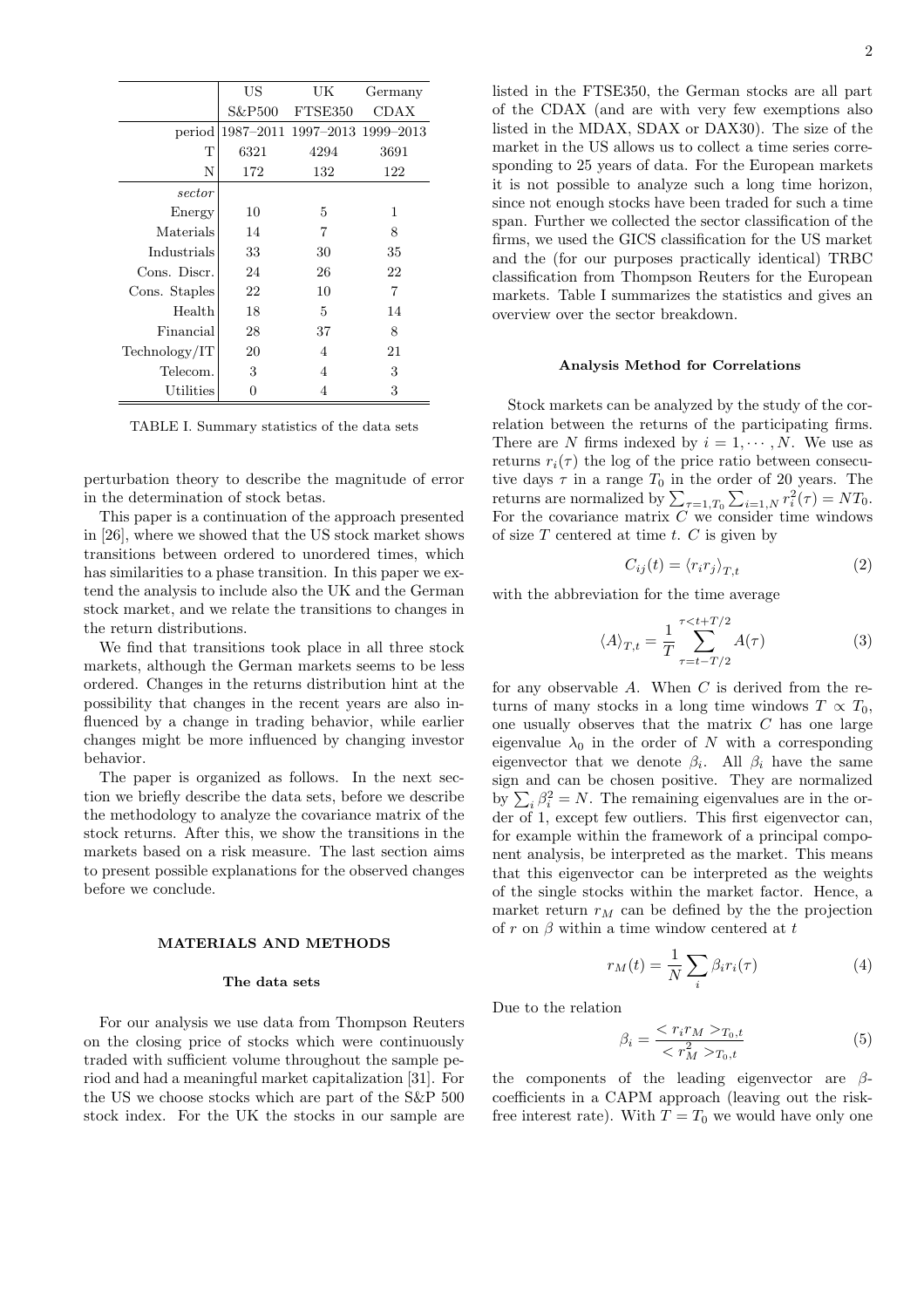| | US | UK | Germany |
|---|---|---|---|
| | S&P500 | FTSE350 | CDAX |
| period | 1987–2011 | 1997–2013 | 1999–2013 |
| T | 6321 | 4294 | 3691 |
| N | 172 | 132 | 122 |
| *sector* | | | |
| Energy | 10 | 5 | 1 |
| Materials | 14 | 7 | 8 |
| Industrials | 33 | 30 | 35 |
| Cons. Discr. | 24 | 26 | 22 |
| Cons. Staples | 22 | 10 | 7 |
| Health | 18 | 5 | 14 |
| Financial | 28 | 37 | 8 |
| Technology/IT | 20 | 4 | 21 |
| Telecom. | 3 | 4 | 3 |
| Utilities | 0 | 4 | 3 |

TABLE I. Summary statistics of the data sets

perturbation theory to describe the magnitude of error in the determination of stock betas.

This paper is a continuation of the approach presented in [26], where we showed that the US stock market shows transitions between ordered to unordered times, which has similarities to a phase transition. In this paper we extend the analysis to include also the UK and the German stock market, and we relate the transitions to changes in the return distributions.

We find that transitions took place in all three stock markets, although the German markets seems to be less ordered. Changes in the returns distribution hint at the possibility that changes in the recent years are also influenced by a change in trading behavior, while earlier changes might be more influenced by changing investor behavior.

The paper is organized as follows. In the next section we briefly describe the data sets, before we describe the methodology to analyze the covariance matrix of the stock returns. After this, we show the transitions in the markets based on a risk measure. The last section aims to present possible explanations for the observed changes before we conclude.

## MATERIALS AND METHODS

### The data sets

For our analysis we use data from Thompson Reuters on the closing price of stocks which were continuously traded with sufficient volume throughout the sample period and had a meaningful market capitalization [31]. For the US we choose stocks which are part of the S&P 500 stock index. For the UK the stocks in our sample are listed in the FTSE350, the German stocks are all part of the CDAX (and are with very few exemptions also listed in the MDAX, SDAX or DAX30). The size of the market in the US allows us to collect a time series corresponding to 25 years of data. For the European markets it is not possible to analyze such a long time horizon, since not enough stocks have been traded for such a time span. Further we collected the sector classification of the firms, we used the GICS classification for the US market and the (for our purposes practically identical) TRBC classification from Thompson Reuters for the European markets. Table I summarizes the statistics and gives an overview over the sector breakdown.

### Analysis Method for Correlations

Stock markets can be analyzed by the study of the correlation between the returns of the participating firms. There are $N$ firms indexed by $i = 1, \cdots, N$. We use as returns $r_i(\tau)$ the log of the price ratio between consecutive days $\tau$ in a range $T_0$ in the order of 20 years. The returns are normalized by $\sum_{\tau=1,T_0} \sum_{i=1,N} r_i^2(\tau) = NT_0$. For the covariance matrix $C$ we consider time windows of size $T$ centered at time $t$. $C$ is given by

$$C_{ij}(t) = \langle r_i r_j \rangle_{T,t} \tag{2}$$

with the abbreviation for the time average

$$\langle A \rangle_{T,t} = \frac{1}{T} \sum_{\tau=t-T/2}^{\tau<t+T/2} A(\tau) \tag{3}$$

for any observable $A$. When $C$ is derived from the returns of many stocks in a long time windows $T \propto T_0$, one usually observes that the matrix $C$ has one large eigenvalue $\lambda_0$ in the order of $N$ with a corresponding eigenvector that we denote $\beta_i$. All $\beta_i$ have the same sign and can be chosen positive. They are normalized by $\sum_i \beta_i^2 = N$. The remaining eigenvalues are in the order of 1, except few outliers. This first eigenvector can, for example within the framework of a principal component analysis, be interpreted as the market. This means that this eigenvector can be interpreted as the weights of the single stocks within the market factor. Hence, a market return $r_M$ can be defined by the the projection of $r$ on $\beta$ within a time window centered at $t$

$$r_M(t) = \frac{1}{N} \sum_i \beta_i r_i(\tau) \tag{4}$$

Due to the relation

$$\beta_i = \frac{< r_i r_M >_{T_0,t}}{< r_M^2 >_{T_0,t}} \tag{5}$$

the components of the leading eigenvector are $\beta$-coefficients in a CAPM approach (leaving out the risk-free interest rate). With $T = T_0$ we would have only one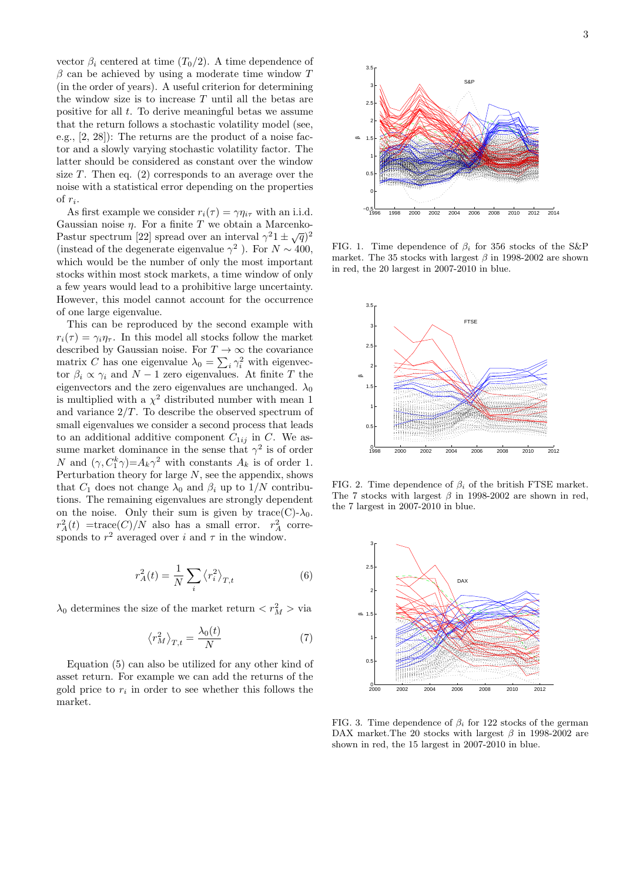vector $\beta_i$ centered at time $(T_0/2)$. A time dependence of $\beta$ can be achieved by using a moderate time window $T$ (in the order of years). A useful criterion for determining the window size is to increase $T$ until all the betas are positive for all $t$. To derive meaningful betas we assume that the return follows a stochastic volatility model (see, e.g., [2, 28]): The returns are the product of a noise factor and a slowly varying stochastic volatility factor. The latter should be considered as constant over the window size $T$. Then eq. (2) corresponds to an average over the noise with a statistical error depending on the properties of $r_i$.

As first example we consider $r_i(\tau) = \gamma\eta_{i\tau}$ with an i.i.d. Gaussian noise $\eta$. For a finite $T$ we obtain a Marcenko-Pastur spectrum [22] spread over an interval $\gamma^2 1 \pm \sqrt{q})^2$ (instead of the degenerate eigenvalue $\gamma^2$ ). For $N \sim 400$, which would be the number of only the most important stocks within most stock markets, a time window of only a few years would lead to a prohibitive large uncertainty. However, this model cannot account for the occurrence of one large eigenvalue.

This can be reproduced by the second example with $r_i(\tau) = \gamma_i\eta_\tau$. In this model all stocks follow the market described by Gaussian noise. For $T \to \infty$ the covariance matrix $C$ has one eigenvalue $\lambda_0 = \sum_i \gamma_i^2$ with eigenvector $\beta_i \propto \gamma_i$ and $N-1$ zero eigenvalues. At finite $T$ the eigenvectors and the zero eigenvalues are unchanged. $\lambda_0$ is multiplied with a $\chi^2$ distributed number with mean 1 and variance $2/T$. To describe the observed spectrum of small eigenvalues we consider a second process that leads to an additional additive component $C_{1ij}$ in $C$. We assume market dominance in the sense that $\gamma^2$ is of order $N$ and $(\gamma, C_1^k\gamma)$=$A_k\gamma^2$ with constants $A_k$ is of order 1. Perturbation theory for large $N$, see the appendix, shows that $C_1$ does not change $\lambda_0$ and $\beta_i$ up to $1/N$ contributions. The remaining eigenvalues are strongly dependent on the noise. Only their sum is given by trace(C)-$\lambda_0$. $r_A^2(t)$ =trace$(C)/N$ also has a small error. $r_A^2$ corresponds to $r^2$ averaged over $i$ and $\tau$ in the window.

$$r_A^2(t) = \frac{1}{N}\sum_i \langle r_i^2 \rangle_{T,t} \tag{6}$$

$\lambda_0$ determines the size of the market return $< r_M^2 >$ via

$$\langle r_M^2 \rangle_{T,t} = \frac{\lambda_0(t)}{N} \tag{7}$$

Equation (5) can also be utilized for any other kind of asset return. For example we can add the returns of the gold price to $r_i$ in order to see whether this follows the market.

FIG. 1. Time dependence of $\beta_i$ for 356 stocks of the S&P market. The 35 stocks with largest $\beta$ in 1998-2002 are shown in red, the 20 largest in 2007-2010 in blue.

FIG. 2. Time dependence of $\beta_i$ of the british FTSE market. The 7 stocks with largest $\beta$ in 1998-2002 are shown in red, the 7 largest in 2007-2010 in blue.

FIG. 3. Time dependence of $\beta_i$ for 122 stocks of the german DAX market.The 20 stocks with largest $\beta$ in 1998-2002 are shown in red, the 15 largest in 2007-2010 in blue.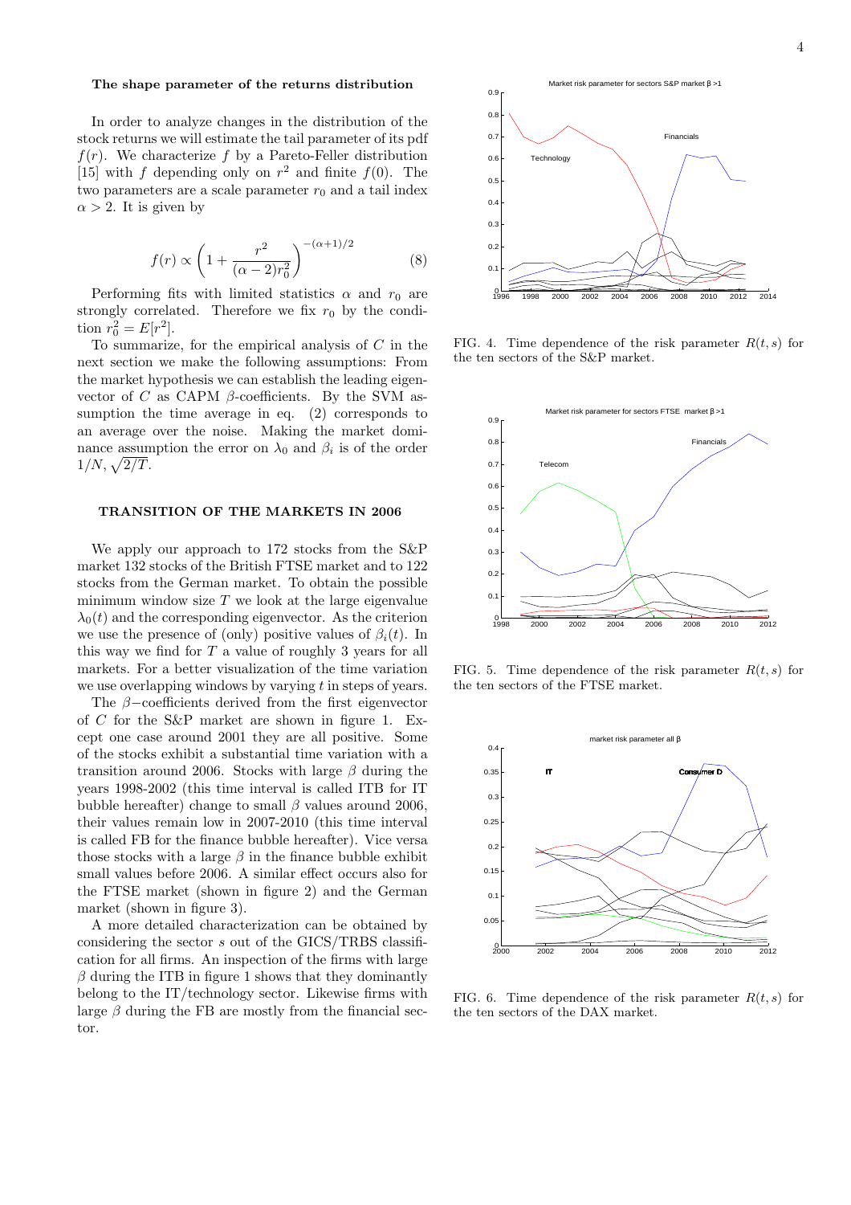### The shape parameter of the returns distribution

In order to analyze changes in the distribution of the stock returns we will estimate the tail parameter of its pdf $f(r)$. We characterize $f$ by a Pareto-Feller distribution [15] with $f$ depending only on $r^2$ and finite $f(0)$. The two parameters are a scale parameter $r_0$ and a tail index $\alpha > 2$. It is given by

$$f(r) \propto \left(1 + \frac{r^2}{(\alpha-2)r_0^2}\right)^{-(\alpha+1)/2} \tag{8}$$

Performing fits with limited statistics $\alpha$ and $r_0$ are strongly correlated. Therefore we fix $r_0$ by the condition $r_0^2 = E[r^2]$.

To summarize, for the empirical analysis of $C$ in the next section we make the following assumptions: From the market hypothesis we can establish the leading eigenvector of $C$ as CAPM $\beta$-coefficients. By the SVM assumption the time average in eq. (2) corresponds to an average over the noise. Making the market dominance assumption the error on $\lambda_0$ and $\beta_i$ is of the order $1/N, \sqrt{2/T}$.

## TRANSITION OF THE MARKETS IN 2006

We apply our approach to 172 stocks from the S&P market 132 stocks of the British FTSE market and to 122 stocks from the German market. To obtain the possible minimum window size $T$ we look at the large eigenvalue $\lambda_0(t)$ and the corresponding eigenvector. As the criterion we use the presence of (only) positive values of $\beta_i(t)$. In this way we find for $T$ a value of roughly 3 years for all markets. For a better visualization of the time variation we use overlapping windows by varying $t$ in steps of years.

The $\beta-$coefficients derived from the first eigenvector of $C$ for the S&P market are shown in figure 1. Except one case around 2001 they are all positive. Some of the stocks exhibit a substantial time variation with a transition around 2006. Stocks with large $\beta$ during the years 1998-2002 (this time interval is called ITB for IT bubble hereafter) change to small $\beta$ values around 2006, their values remain low in 2007-2010 (this time interval is called FB for the finance bubble hereafter). Vice versa those stocks with a large $\beta$ in the finance bubble exhibit small values before 2006. A similar effect occurs also for the FTSE market (shown in figure 2) and the German market (shown in figure 3).

A more detailed characterization can be obtained by considering the sector $s$ out of the GICS/TRBS classification for all firms. An inspection of the firms with large $\beta$ during the ITB in figure 1 shows that they dominantly belong to the IT/technology sector. Likewise firms with large $\beta$ during the FB are mostly from the financial sector.

FIG. 4. Time dependence of the risk parameter $R(t, s)$ for the ten sectors of the S&P market.

FIG. 5. Time dependence of the risk parameter $R(t, s)$ for the ten sectors of the FTSE market.

FIG. 6. Time dependence of the risk parameter $R(t, s)$ for the ten sectors of the DAX market.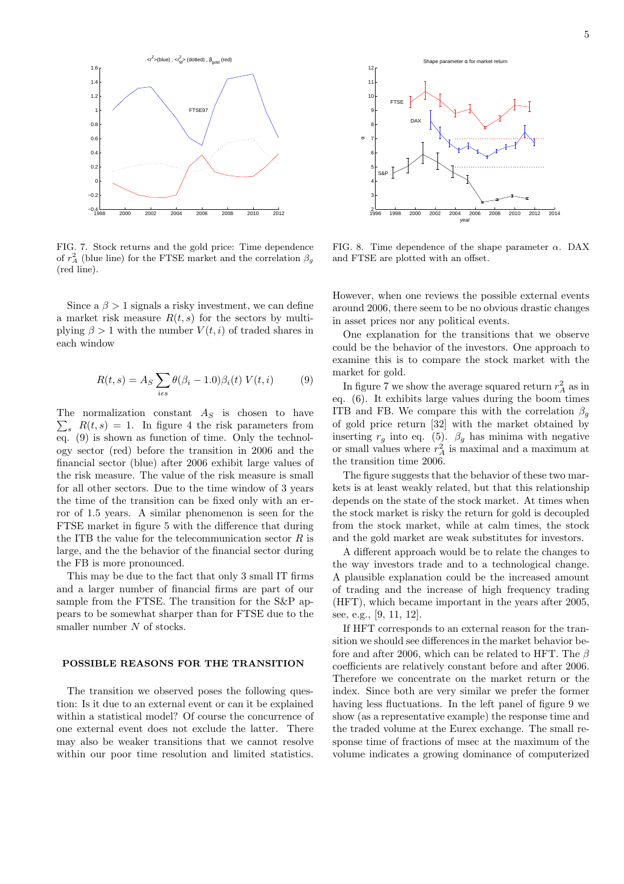FIG. 7. Stock returns and the gold price: Time dependence of $r_A^2$ (blue line) for the FTSE market and the correlation $\beta_g$ (red line).

FIG. 8. Time dependence of the shape parameter $\alpha$. DAX and FTSE are plotted with an offset.

Since a $\beta > 1$ signals a risky investment, we can define a market risk measure $R(t,s)$ for the sectors by multiplying $\beta > 1$ with the number $V(t,i)$ of traded shares in each window

$$R(t,s) = A_S \sum_{i \epsilon s} \theta(\beta_i - 1.0)\beta_i(t)\, V(t,i) \tag{9}$$

The normalization constant $A_S$ is chosen to have $\sum_s R(t,s) = 1$. In figure 4 the risk parameters from eq. (9) is shown as function of time. Only the technology sector (red) before the transition in 2006 and the financial sector (blue) after 2006 exhibit large values of the risk measure. The value of the risk measure is small for all other sectors. Due to the time window of 3 years the time of the transition can be fixed only with an error of 1.5 years. A similar phenomenon is seen for the FTSE market in figure 5 with the difference that during the ITB the value for the telecommunication sector $R$ is large, and the the behavior of the financial sector during the FB is more pronounced.

This may be due to the fact that only 3 small IT firms and a larger number of financial firms are part of our sample from the FTSE. The transition for the S&P appears to be somewhat sharper than for FTSE due to the smaller number $N$ of stocks.

## POSSIBLE REASONS FOR THE TRANSITION

The transition we observed poses the following question: Is it due to an external event or can it be explained within a statistical model? Of course the concurrence of one external event does not exclude the latter. There may also be weaker transitions that we cannot resolve within our poor time resolution and limited statistics. However, when one reviews the possible external events around 2006, there seem to be no obvious drastic changes in asset prices nor any political events.

One explanation for the transitions that we observe could be the behavior of the investors. One approach to examine this is to compare the stock market with the market for gold.

In figure 7 we show the average squared return $r_A^2$ as in eq. (6). It exhibits large values during the boom times ITB and FB. We compare this with the correlation $\beta_g$ of gold price return [32] with the market obtained by inserting $r_g$ into eq. (5). $\beta_g$ has minima with negative or small values where $r_A^2$ is maximal and a maximum at the transition time 2006.

The figure suggests that the behavior of these two markets is at least weakly related, but that this relationship depends on the state of the stock market. At times when the stock market is risky the return for gold is decoupled from the stock market, while at calm times, the stock and the gold market are weak substitutes for investors.

A different approach would be to relate the changes to the way investors trade and to a technological change. A plausible explanation could be the increased amount of trading and the increase of high frequency trading (HFT), which became important in the years after 2005, see, e.g., [9, 11, 12].

If HFT corresponds to an external reason for the transition we should see differences in the market behavior before and after 2006, which can be related to HFT. The $\beta$ coefficients are relatively constant before and after 2006. Therefore we concentrate on the market return or the index. Since both are very similar we prefer the former having less fluctuations. In the left panel of figure 9 we show (as a representative example) the response time and the traded volume at the Eurex exchange. The small response time of fractions of msec at the maximum of the volume indicates a growing dominance of computerized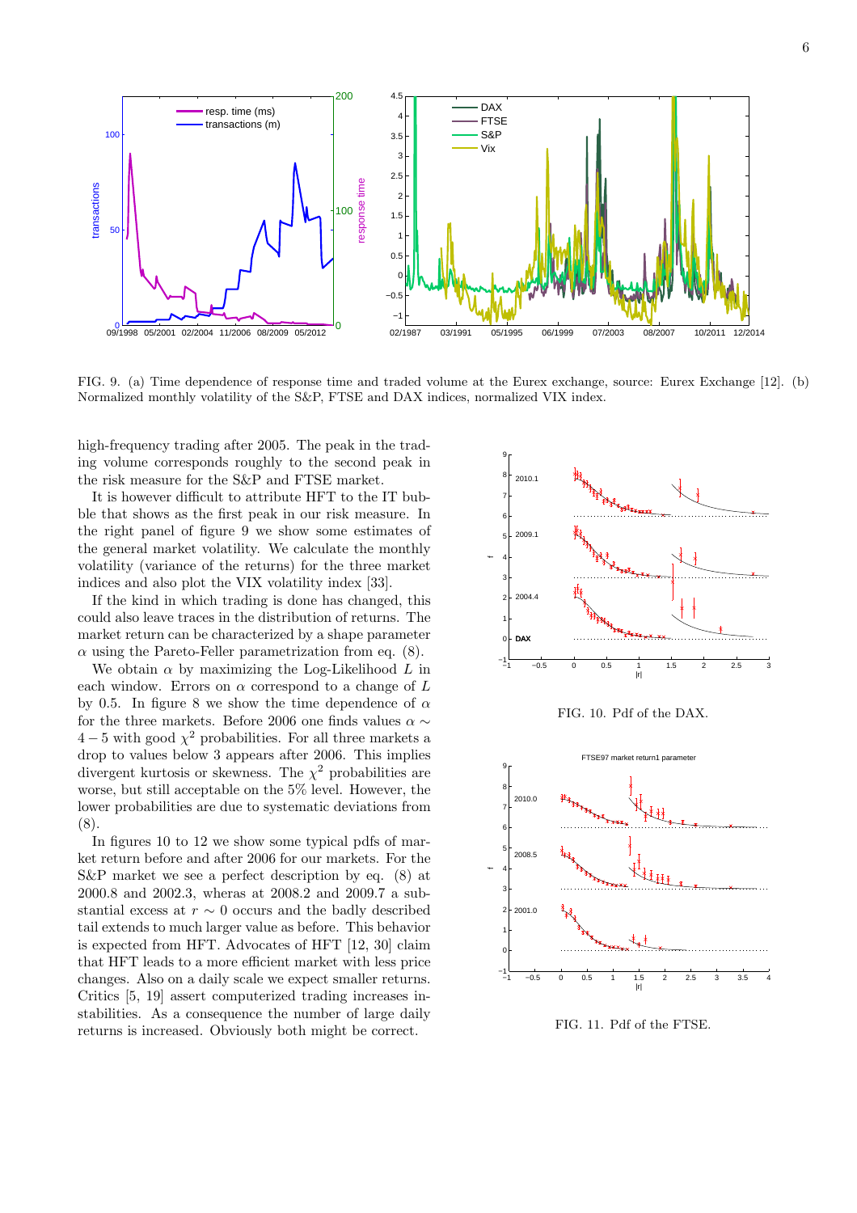FIG. 9. (a) Time dependence of response time and traded volume at the Eurex exchange, source: Eurex Exchange [12]. (b) Normalized monthly volatility of the S&P, FTSE and DAX indices, normalized VIX index.

high-frequency trading after 2005. The peak in the trading volume corresponds roughly to the second peak in the risk measure for the S&P and FTSE market.

It is however difficult to attribute HFT to the IT bubble that shows as the first peak in our risk measure. In the right panel of figure 9 we show some estimates of the general market volatility. We calculate the monthly volatility (variance of the returns) for the three market indices and also plot the VIX volatility index [33].

If the kind in which trading is done has changed, this could also leave traces in the distribution of returns. The market return can be characterized by a shape parameter $\alpha$ using the Pareto-Feller parametrization from eq. (8).

We obtain $\alpha$ by maximizing the Log-Likelihood $L$ in each window. Errors on $\alpha$ correspond to a change of $L$ by 0.5. In figure 8 we show the time dependence of $\alpha$ for the three markets. Before 2006 one finds values $\alpha \sim 4-5$ with good $\chi^2$ probabilities. For all three markets a drop to values below 3 appears after 2006. This implies divergent kurtosis or skewness. The $\chi^2$ probabilities are worse, but still acceptable on the 5% level. However, the lower probabilities are due to systematic deviations from (8).

In figures 10 to 12 we show some typical pdfs of market return before and after 2006 for our markets. For the S&P market we see a perfect description by eq. (8) at 2000.8 and 2002.3, wheras at 2008.2 and 2009.7 a substantial excess at $r \sim 0$ occurs and the badly described tail extends to much larger value as before. This behavior is expected from HFT. Advocates of HFT [12, 30] claim that HFT leads to a more efficient market with less price changes. Also on a daily scale we expect smaller returns. Critics [5, 19] assert computerized trading increases instabilities. As a consequence the number of large daily returns is increased. Obviously both might be correct.

FIG. 10. Pdf of the DAX.

FIG. 11. Pdf of the FTSE.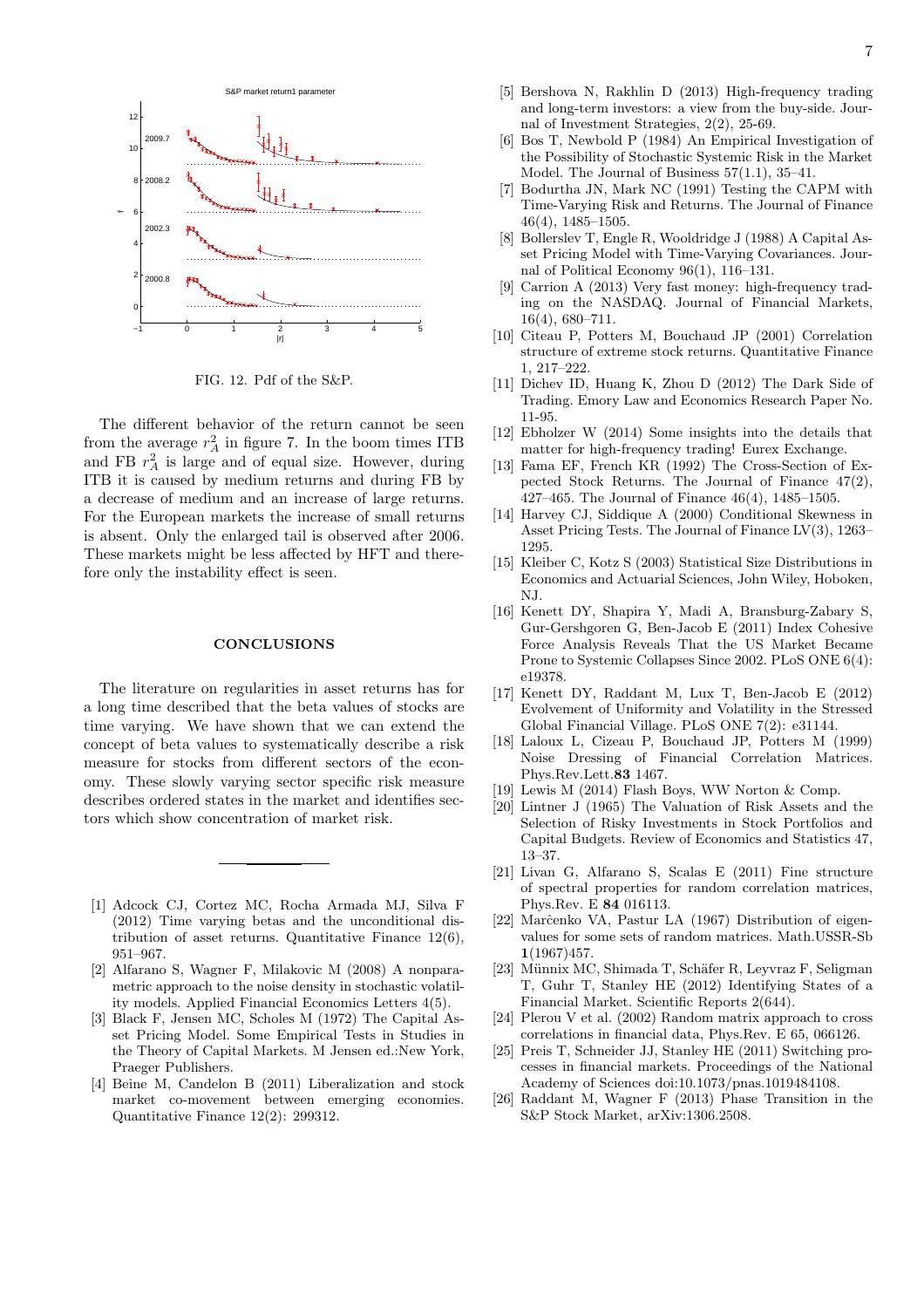FIG. 12. Pdf of the S&P.

The different behavior of the return cannot be seen from the average $r_A^2$ in figure 7. In the boom times ITB and FB $r_A^2$ is large and of equal size. However, during ITB it is caused by medium returns and during FB by a decrease of medium and an increase of large returns. For the European markets the increase of small returns is absent. Only the enlarged tail is observed after 2006. These markets might be less affected by HFT and therefore only the instability effect is seen.

## CONCLUSIONS

The literature on regularities in asset returns has for a long time described that the beta values of stocks are time varying. We have shown that we can extend the concept of beta values to systematically describe a risk measure for stocks from different sectors of the economy. These slowly varying sector specific risk measure describes ordered states in the market and identifies sectors which show concentration of market risk.

---

[1] Adcock CJ, Cortez MC, Rocha Armada MJ, Silva F (2012) Time varying betas and the unconditional distribution of asset returns. Quantitative Finance 12(6), 951–967.

[2] Alfarano S, Wagner F, Milakovic M (2008) A nonparametric approach to the noise density in stochastic volatility models. Applied Financial Economics Letters 4(5).

[3] Black F, Jensen MC, Scholes M (1972) The Capital Asset Pricing Model. Some Empirical Tests in Studies in the Theory of Capital Markets. M Jensen ed.:New York, Praeger Publishers.

[4] Beine M, Candelon B (2011) Liberalization and stock market co-movement between emerging economies. Quantitative Finance 12(2): 299312.

[5] Bershova N, Rakhlin D (2013) High-frequency trading and long-term investors: a view from the buy-side. Journal of Investment Strategies, 2(2), 25-69.

[6] Bos T, Newbold P (1984) An Empirical Investigation of the Possibility of Stochastic Systemic Risk in the Market Model. The Journal of Business 57(1.1), 35–41.

[7] Bodurtha JN, Mark NC (1991) Testing the CAPM with Time-Varying Risk and Returns. The Journal of Finance 46(4), 1485–1505.

[8] Bollerslev T, Engle R, Wooldridge J (1988) A Capital Asset Pricing Model with Time-Varying Covariances. Journal of Political Economy 96(1), 116–131.

[9] Carrion A (2013) Very fast money: high-frequency trading on the NASDAQ. Journal of Financial Markets, 16(4), 680–711.

[10] Citeau P, Potters M, Bouchaud JP (2001) Correlation structure of extreme stock returns. Quantitative Finance 1, 217–222.

[11] Dichev ID, Huang K, Zhou D (2012) The Dark Side of Trading. Emory Law and Economics Research Paper No. 11-95.

[12] Ebholzer W (2014) Some insights into the details that matter for high-frequency trading! Eurex Exchange.

[13] Fama EF, French KR (1992) The Cross-Section of Expected Stock Returns. The Journal of Finance 47(2), 427–465. The Journal of Finance 46(4), 1485–1505.

[14] Harvey CJ, Siddique A (2000) Conditional Skewness in Asset Pricing Tests. The Journal of Finance LV(3), 1263–1295.

[15] Kleiber C, Kotz S (2003) Statistical Size Distributions in Economics and Actuarial Sciences, John Wiley, Hoboken, NJ.

[16] Kenett DY, Shapira Y, Madi A, Bransburg-Zabary S, Gur-Gershgoren G, Ben-Jacob E (2011) Index Cohesive Force Analysis Reveals That the US Market Became Prone to Systemic Collapses Since 2002. PLoS ONE 6(4): e19378.

[17] Kenett DY, Raddant M, Lux T, Ben-Jacob E (2012) Evolvement of Uniformity and Volatility in the Stressed Global Financial Village. PLoS ONE 7(2): e31144.

[18] Laloux L, Cizeau P, Bouchaud JP, Potters M (1999) Noise Dressing of Financial Correlation Matrices. Phys.Rev.Lett.**83** 1467.

[19] Lewis M (2014) Flash Boys, WW Norton & Comp.

[20] Lintner J (1965) The Valuation of Risk Assets and the Selection of Risky Investments in Stock Portfolios and Capital Budgets. Review of Economics and Statistics 47, 13–37.

[21] Livan G, Alfarano S, Scalas E (2011) Fine structure of spectral properties for random correlation matrices, Phys.Rev. E **84** 016113.

[22] Marčenko VA, Pastur LA (1967) Distribution of eigenvalues for some sets of random matrices. Math.USSR-Sb **1**(1967)457.

[23] Münnix MC, Shimada T, Schäfer R, Leyvraz F, Seligman T, Guhr T, Stanley HE (2012) Identifying States of a Financial Market. Scientific Reports 2(644).

[24] Plerou V et al. (2002) Random matrix approach to cross correlations in financial data, Phys.Rev. E 65, 066126.

[25] Preis T, Schneider JJ, Stanley HE (2011) Switching processes in financial markets. Proceedings of the National Academy of Sciences doi:10.1073/pnas.1019484108.

[26] Raddant M, Wagner F (2013) Phase Transition in the S&P Stock Market, arXiv:1306.2508.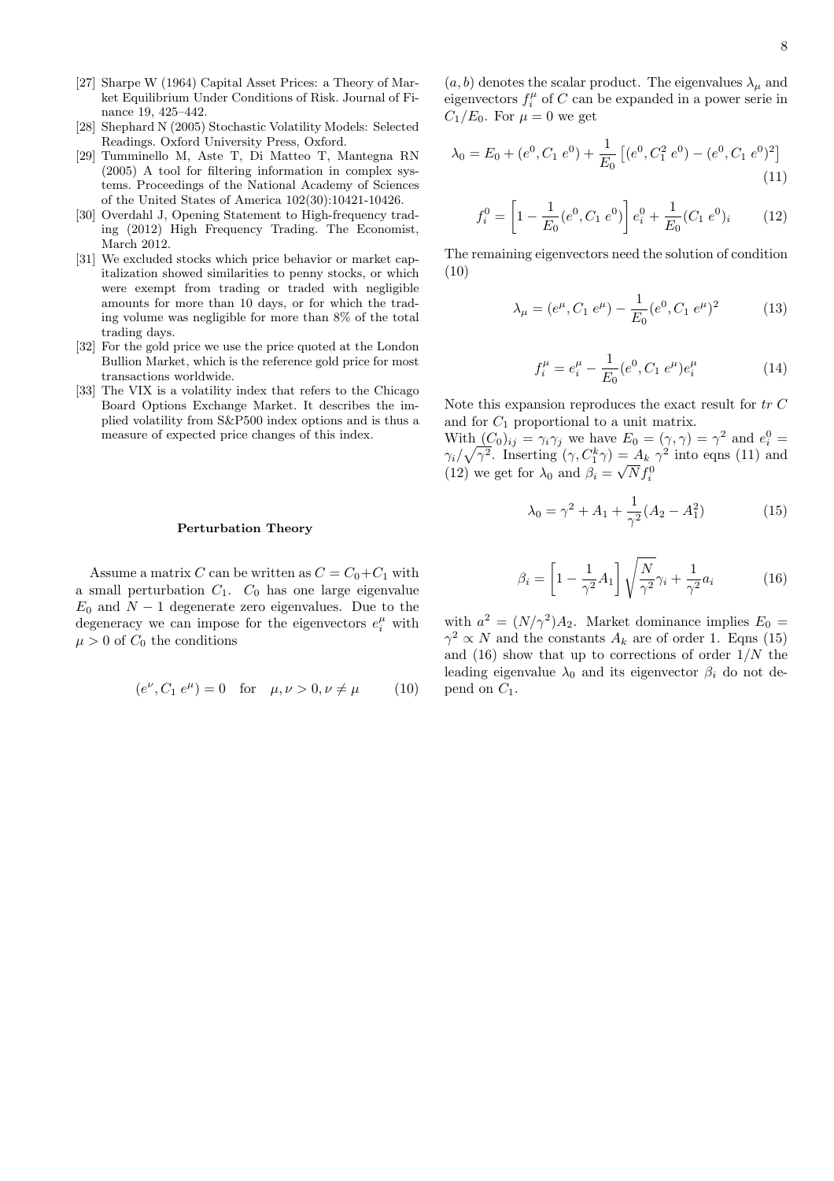[27] Sharpe W (1964) Capital Asset Prices: a Theory of Market Equilibrium Under Conditions of Risk. Journal of Finance 19, 425–442.

[28] Shephard N (2005) Stochastic Volatility Models: Selected Readings. Oxford University Press, Oxford.

[29] Tumminello M, Aste T, Di Matteo T, Mantegna RN (2005) A tool for filtering information in complex systems. Proceedings of the National Academy of Sciences of the United States of America 102(30):10421-10426.

[30] Overdahl J, Opening Statement to High-frequency trading (2012) High Frequency Trading. The Economist, March 2012.

[31] We excluded stocks which price behavior or market capitalization showed similarities to penny stocks, or which were exempt from trading or traded with negligible amounts for more than 10 days, or for which the trading volume was negligible for more than 8% of the total trading days.

[32] For the gold price we use the price quoted at the London Bullion Market, which is the reference gold price for most transactions worldwide.

[33] The VIX is a volatility index that refers to the Chicago Board Options Exchange Market. It describes the implied volatility from S&P500 index options and is thus a measure of expected price changes of this index.

### Perturbation Theory

Assume a matrix $C$ can be written as $C = C_0 + C_1$ with a small perturbation $C_1$. $C_0$ has one large eigenvalue $E_0$ and $N-1$ degenerate zero eigenvalues. Due to the degeneracy we can impose for the eigenvectors $e_i^\mu$ with $\mu > 0$ of $C_0$ the conditions

$$(e^\nu, C_1\, e^\mu) = 0 \quad \text{for} \quad \mu, \nu > 0, \nu \neq \mu \tag{10}$$

$(a, b)$ denotes the scalar product. The eigenvalues $\lambda_\mu$ and eigenvectors $f_i^\mu$ of $C$ can be expanded in a power serie in $C_1/E_0$. For $\mu = 0$ we get

$$\lambda_0 = E_0 + (e^0, C_1\, e^0) + \frac{1}{E_0}\left[(e^0, C_1^2\, e^0) - (e^0, C_1\, e^0)^2\right] \tag{11}$$

$$f_i^0 = \left[1 - \frac{1}{E_0}(e^0, C_1\, e^0)\right] e_i^0 + \frac{1}{E_0}(C_1\, e^0)_i \tag{12}$$

The remaining eigenvectors need the solution of condition (10)

$$\lambda_\mu = (e^\mu, C_1\, e^\mu) - \frac{1}{E_0}(e^0, C_1\, e^\mu)^2 \tag{13}$$

$$f_i^\mu = e_i^\mu - \frac{1}{E_0}(e^0, C_1\, e^\mu) e_i^\mu \tag{14}$$

Note this expansion reproduces the exact result for $tr\ C$ and for $C_1$ proportional to a unit matrix.

With $(C_0)_{ij} = \gamma_i \gamma_j$ we have $E_0 = (\gamma, \gamma) = \gamma^2$ and $e_i^0 = \gamma_i/\sqrt{\gamma^2}$. Inserting $(\gamma, C_1^k \gamma) = A_k\ \gamma^2$ into eqns (11) and (12) we get for $\lambda_0$ and $\beta_i = \sqrt{N} f_i^0$

$$\lambda_0 = \gamma^2 + A_1 + \frac{1}{\gamma^2}(A_2 - A_1^2) \tag{15}$$

$$\beta_i = \left[1 - \frac{1}{\gamma^2}A_1\right]\sqrt{\frac{N}{\gamma^2}}\gamma_i + \frac{1}{\gamma^2}a_i \tag{16}$$

with $a^2 = (N/\gamma^2)A_2$. Market dominance implies $E_0 = \gamma^2 \propto N$ and the constants $A_k$ are of order 1. Eqns (15) and (16) show that up to corrections of order $1/N$ the leading eigenvalue $\lambda_0$ and its eigenvector $\beta_i$ do not depend on $C_1$.